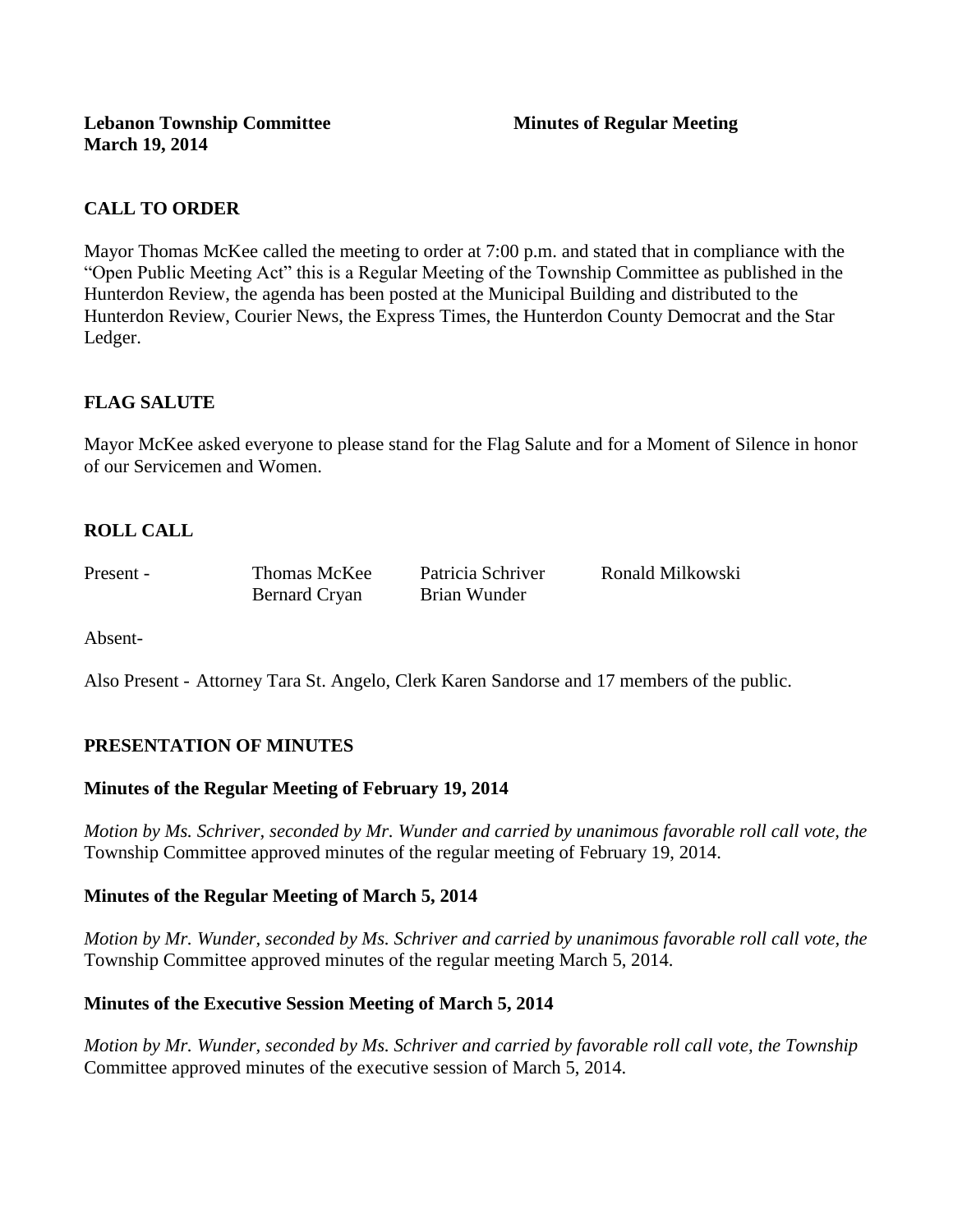**Lebanon Township Committee** **Minutes of Regular Meeting**
**March 19, 2014**

## CALL TO ORDER

Mayor Thomas McKee called the meeting to order at 7:00 p.m. and stated that in compliance with the "Open Public Meeting Act" this is a Regular Meeting of the Township Committee as published in the Hunterdon Review, the agenda has been posted at the Municipal Building and distributed to the Hunterdon Review, Courier News, the Express Times, the Hunterdon County Democrat and the Star Ledger.

## FLAG SALUTE

Mayor McKee asked everyone to please stand for the Flag Salute and for a Moment of Silence in honor of our Servicemen and Women.

## ROLL CALL

| Present - | Thomas McKee | Patricia Schriver | Ronald Milkowski |
|---|---|---|---|
| | Bernard Cryan | Brian Wunder | |

Absent-

Also Present - Attorney Tara St. Angelo, Clerk Karen Sandorse and 17 members of the public.

## PRESENTATION OF MINUTES

### Minutes of the Regular Meeting of February 19, 2014

*Motion by Ms. Schriver, seconded by Mr. Wunder and carried by unanimous favorable roll call vote, the* Township Committee approved minutes of the regular meeting of February 19, 2014.

### Minutes of the Regular Meeting of March 5, 2014

*Motion by Mr. Wunder, seconded by Ms. Schriver and carried by unanimous favorable roll call vote, the* Township Committee approved minutes of the regular meeting March 5, 2014.

### Minutes of the Executive Session Meeting of March 5, 2014

*Motion by Mr. Wunder, seconded by Ms. Schriver and carried by favorable roll call vote, the Township* Committee approved minutes of the executive session of March 5, 2014.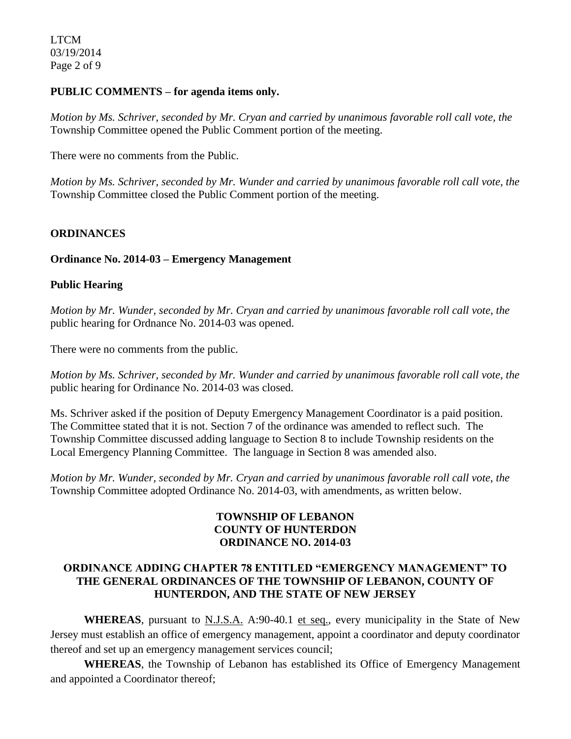**PUBLIC COMMENTS – for agenda items only.**

*Motion by Ms. Schriver, seconded by Mr. Cryan and carried by unanimous favorable roll call vote, the* Township Committee opened the Public Comment portion of the meeting.

There were no comments from the Public.

*Motion by Ms. Schriver, seconded by Mr. Wunder and carried by unanimous favorable roll call vote, the* Township Committee closed the Public Comment portion of the meeting.

**ORDINANCES**

**Ordinance No. 2014-03 – Emergency Management**

**Public Hearing**

*Motion by Mr. Wunder, seconded by Mr. Cryan and carried by unanimous favorable roll call vote, the* public hearing for Ordnance No. 2014-03 was opened.

There were no comments from the public.

*Motion by Ms. Schriver, seconded by Mr. Wunder and carried by unanimous favorable roll call vote, the* public hearing for Ordinance No. 2014-03 was closed.

Ms. Schriver asked if the position of Deputy Emergency Management Coordinator is a paid position. The Committee stated that it is not. Section 7 of the ordinance was amended to reflect such. The Township Committee discussed adding language to Section 8 to include Township residents on the Local Emergency Planning Committee. The language in Section 8 was amended also.

*Motion by Mr. Wunder, seconded by Mr. Cryan and carried by unanimous favorable roll call vote, the* Township Committee adopted Ordinance No. 2014-03, with amendments, as written below.

**TOWNSHIP OF LEBANON**
**COUNTY OF HUNTERDON**
**ORDINANCE NO. 2014-03**

**ORDINANCE ADDING CHAPTER 78 ENTITLED "EMERGENCY MANAGEMENT" TO THE GENERAL ORDINANCES OF THE TOWNSHIP OF LEBANON, COUNTY OF HUNTERDON, AND THE STATE OF NEW JERSEY**

**WHEREAS**, pursuant to N.J.S.A. A:90-40.1 et seq., every municipality in the State of New Jersey must establish an office of emergency management, appoint a coordinator and deputy coordinator thereof and set up an emergency management services council;

**WHEREAS**, the Township of Lebanon has established its Office of Emergency Management and appointed a Coordinator thereof;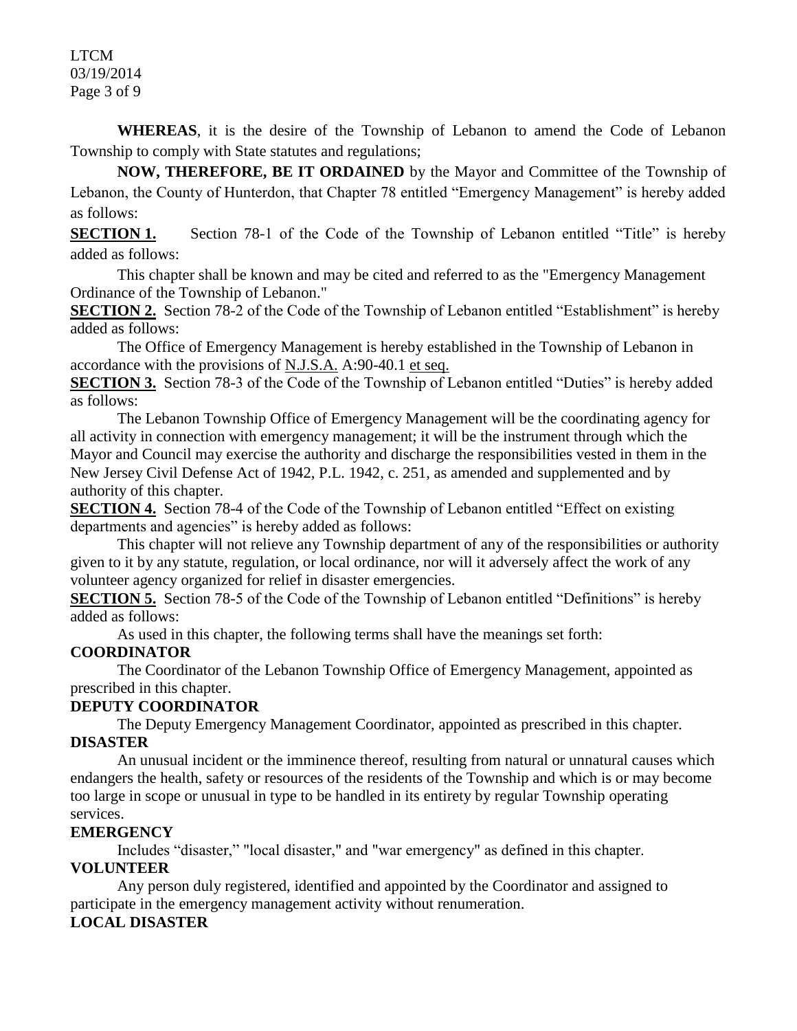**WHEREAS**, it is the desire of the Township of Lebanon to amend the Code of Lebanon Township to comply with State statutes and regulations;

**NOW, THEREFORE, BE IT ORDAINED** by the Mayor and Committee of the Township of Lebanon, the County of Hunterdon, that Chapter 78 entitled "Emergency Management" is hereby added as follows:

**SECTION 1.** Section 78-1 of the Code of the Township of Lebanon entitled "Title" is hereby added as follows:

This chapter shall be known and may be cited and referred to as the "Emergency Management Ordinance of the Township of Lebanon."

**SECTION 2.** Section 78-2 of the Code of the Township of Lebanon entitled "Establishment" is hereby added as follows:

The Office of Emergency Management is hereby established in the Township of Lebanon in accordance with the provisions of N.J.S.A. A:90-40.1 et seq.

**SECTION 3.** Section 78-3 of the Code of the Township of Lebanon entitled "Duties" is hereby added as follows:

The Lebanon Township Office of Emergency Management will be the coordinating agency for all activity in connection with emergency management; it will be the instrument through which the Mayor and Council may exercise the authority and discharge the responsibilities vested in them in the New Jersey Civil Defense Act of 1942, P.L. 1942, c. 251, as amended and supplemented and by authority of this chapter.

**SECTION 4.** Section 78-4 of the Code of the Township of Lebanon entitled "Effect on existing departments and agencies" is hereby added as follows:

This chapter will not relieve any Township department of any of the responsibilities or authority given to it by any statute, regulation, or local ordinance, nor will it adversely affect the work of any volunteer agency organized for relief in disaster emergencies.

**SECTION 5.** Section 78-5 of the Code of the Township of Lebanon entitled "Definitions" is hereby added as follows:

As used in this chapter, the following terms shall have the meanings set forth:

**COORDINATOR**

The Coordinator of the Lebanon Township Office of Emergency Management, appointed as prescribed in this chapter.

**DEPUTY COORDINATOR**

The Deputy Emergency Management Coordinator, appointed as prescribed in this chapter.

**DISASTER**

An unusual incident or the imminence thereof, resulting from natural or unnatural causes which endangers the health, safety or resources of the residents of the Township and which is or may become too large in scope or unusual in type to be handled in its entirety by regular Township operating services.

**EMERGENCY**

Includes "disaster," "local disaster," and "war emergency" as defined in this chapter.

**VOLUNTEER**

Any person duly registered, identified and appointed by the Coordinator and assigned to participate in the emergency management activity without renumeration.

**LOCAL DISASTER**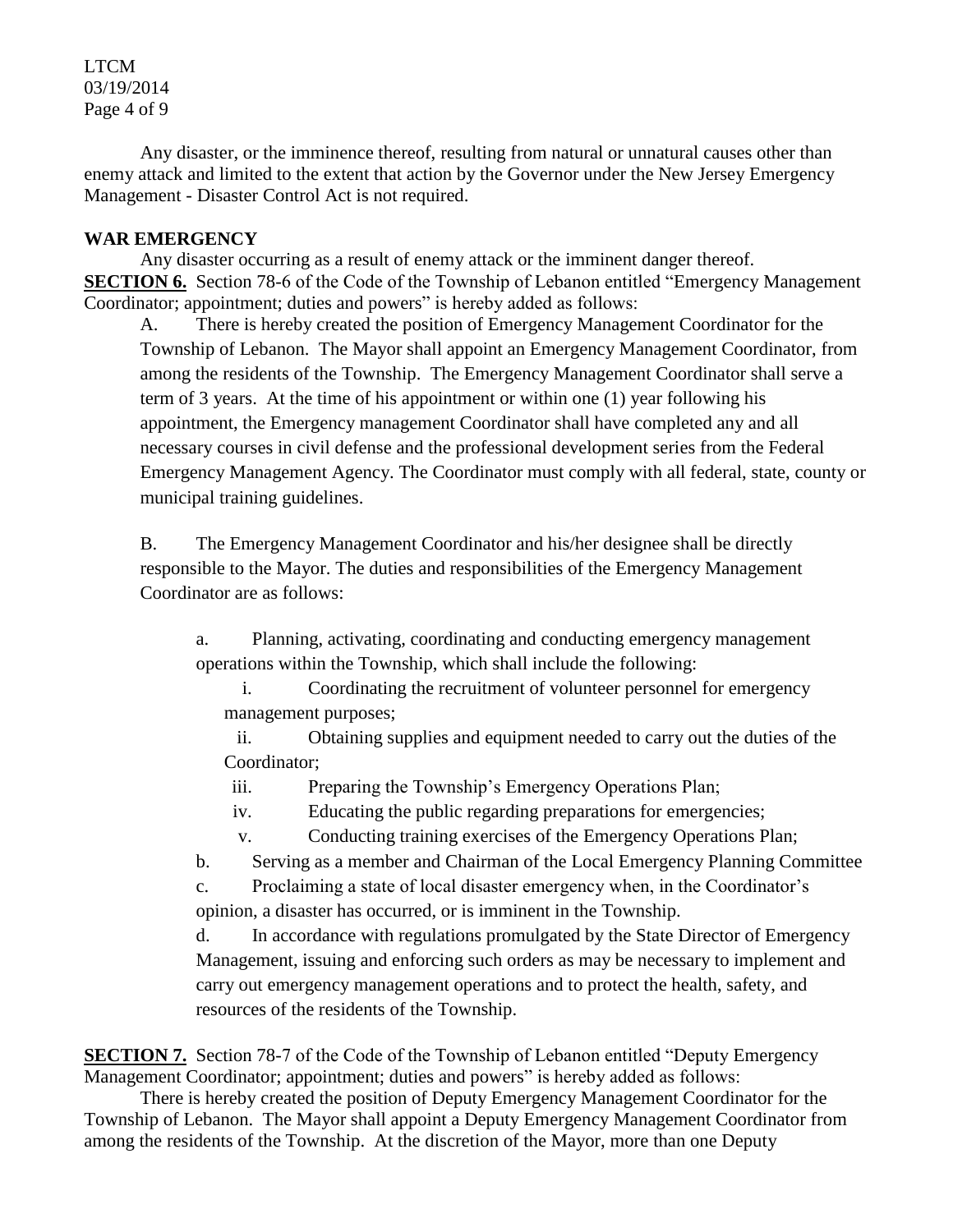Any disaster, or the imminence thereof, resulting from natural or unnatural causes other than enemy attack and limited to the extent that action by the Governor under the New Jersey Emergency Management - Disaster Control Act is not required.

**WAR EMERGENCY**

Any disaster occurring as a result of enemy attack or the imminent danger thereof.

**SECTION 6.** Section 78-6 of the Code of the Township of Lebanon entitled "Emergency Management Coordinator; appointment; duties and powers" is hereby added as follows:

A. There is hereby created the position of Emergency Management Coordinator for the Township of Lebanon. The Mayor shall appoint an Emergency Management Coordinator, from among the residents of the Township. The Emergency Management Coordinator shall serve a term of 3 years. At the time of his appointment or within one (1) year following his appointment, the Emergency management Coordinator shall have completed any and all necessary courses in civil defense and the professional development series from the Federal Emergency Management Agency. The Coordinator must comply with all federal, state, county or municipal training guidelines.

B. The Emergency Management Coordinator and his/her designee shall be directly responsible to the Mayor. The duties and responsibilities of the Emergency Management Coordinator are as follows:

a. Planning, activating, coordinating and conducting emergency management operations within the Township, which shall include the following:

i. Coordinating the recruitment of volunteer personnel for emergency management purposes;

ii. Obtaining supplies and equipment needed to carry out the duties of the Coordinator;

iii. Preparing the Township's Emergency Operations Plan;

iv. Educating the public regarding preparations for emergencies;

v. Conducting training exercises of the Emergency Operations Plan;

b. Serving as a member and Chairman of the Local Emergency Planning Committee

c. Proclaiming a state of local disaster emergency when, in the Coordinator's opinion, a disaster has occurred, or is imminent in the Township.

d. In accordance with regulations promulgated by the State Director of Emergency Management, issuing and enforcing such orders as may be necessary to implement and carry out emergency management operations and to protect the health, safety, and resources of the residents of the Township.

**SECTION 7.** Section 78-7 of the Code of the Township of Lebanon entitled "Deputy Emergency Management Coordinator; appointment; duties and powers" is hereby added as follows:

There is hereby created the position of Deputy Emergency Management Coordinator for the Township of Lebanon. The Mayor shall appoint a Deputy Emergency Management Coordinator from among the residents of the Township. At the discretion of the Mayor, more than one Deputy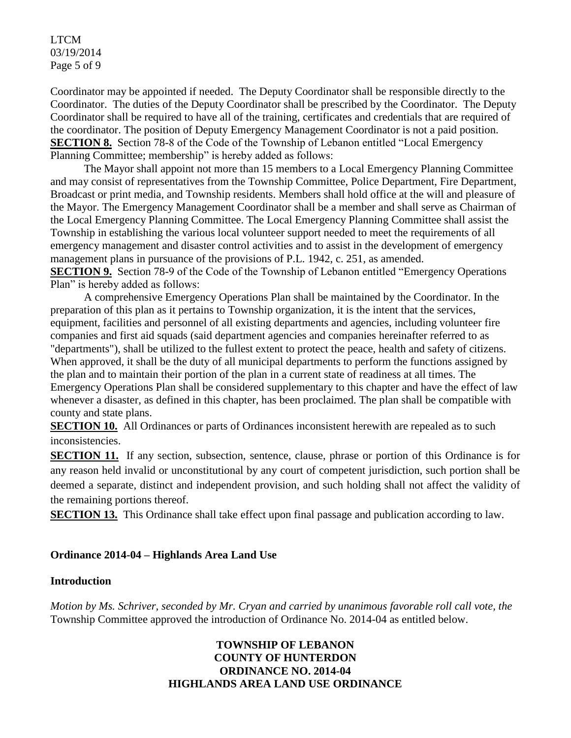Coordinator may be appointed if needed. The Deputy Coordinator shall be responsible directly to the Coordinator. The duties of the Deputy Coordinator shall be prescribed by the Coordinator. The Deputy Coordinator shall be required to have all of the training, certificates and credentials that are required of the coordinator. The position of Deputy Emergency Management Coordinator is not a paid position.

**SECTION 8.** Section 78-8 of the Code of the Township of Lebanon entitled "Local Emergency Planning Committee; membership" is hereby added as follows:

The Mayor shall appoint not more than 15 members to a Local Emergency Planning Committee and may consist of representatives from the Township Committee, Police Department, Fire Department, Broadcast or print media, and Township residents. Members shall hold office at the will and pleasure of the Mayor. The Emergency Management Coordinator shall be a member and shall serve as Chairman of the Local Emergency Planning Committee. The Local Emergency Planning Committee shall assist the Township in establishing the various local volunteer support needed to meet the requirements of all emergency management and disaster control activities and to assist in the development of emergency management plans in pursuance of the provisions of P.L. 1942, c. 251, as amended.

**SECTION 9.** Section 78-9 of the Code of the Township of Lebanon entitled "Emergency Operations Plan" is hereby added as follows:

A comprehensive Emergency Operations Plan shall be maintained by the Coordinator. In the preparation of this plan as it pertains to Township organization, it is the intent that the services, equipment, facilities and personnel of all existing departments and agencies, including volunteer fire companies and first aid squads (said department agencies and companies hereinafter referred to as "departments"), shall be utilized to the fullest extent to protect the peace, health and safety of citizens. When approved, it shall be the duty of all municipal departments to perform the functions assigned by the plan and to maintain their portion of the plan in a current state of readiness at all times. The Emergency Operations Plan shall be considered supplementary to this chapter and have the effect of law whenever a disaster, as defined in this chapter, has been proclaimed. The plan shall be compatible with county and state plans.

**SECTION 10.** All Ordinances or parts of Ordinances inconsistent herewith are repealed as to such inconsistencies.

**SECTION 11.** If any section, subsection, sentence, clause, phrase or portion of this Ordinance is for any reason held invalid or unconstitutional by any court of competent jurisdiction, such portion shall be deemed a separate, distinct and independent provision, and such holding shall not affect the validity of the remaining portions thereof.

**SECTION 13.** This Ordinance shall take effect upon final passage and publication according to law.

**Ordinance 2014-04 – Highlands Area Land Use**

**Introduction**

*Motion by Ms. Schriver, seconded by Mr. Cryan and carried by unanimous favorable roll call vote, the* Township Committee approved the introduction of Ordinance No. 2014-04 as entitled below.

**TOWNSHIP OF LEBANON**
**COUNTY OF HUNTERDON**
**ORDINANCE NO. 2014-04**
**HIGHLANDS AREA LAND USE ORDINANCE**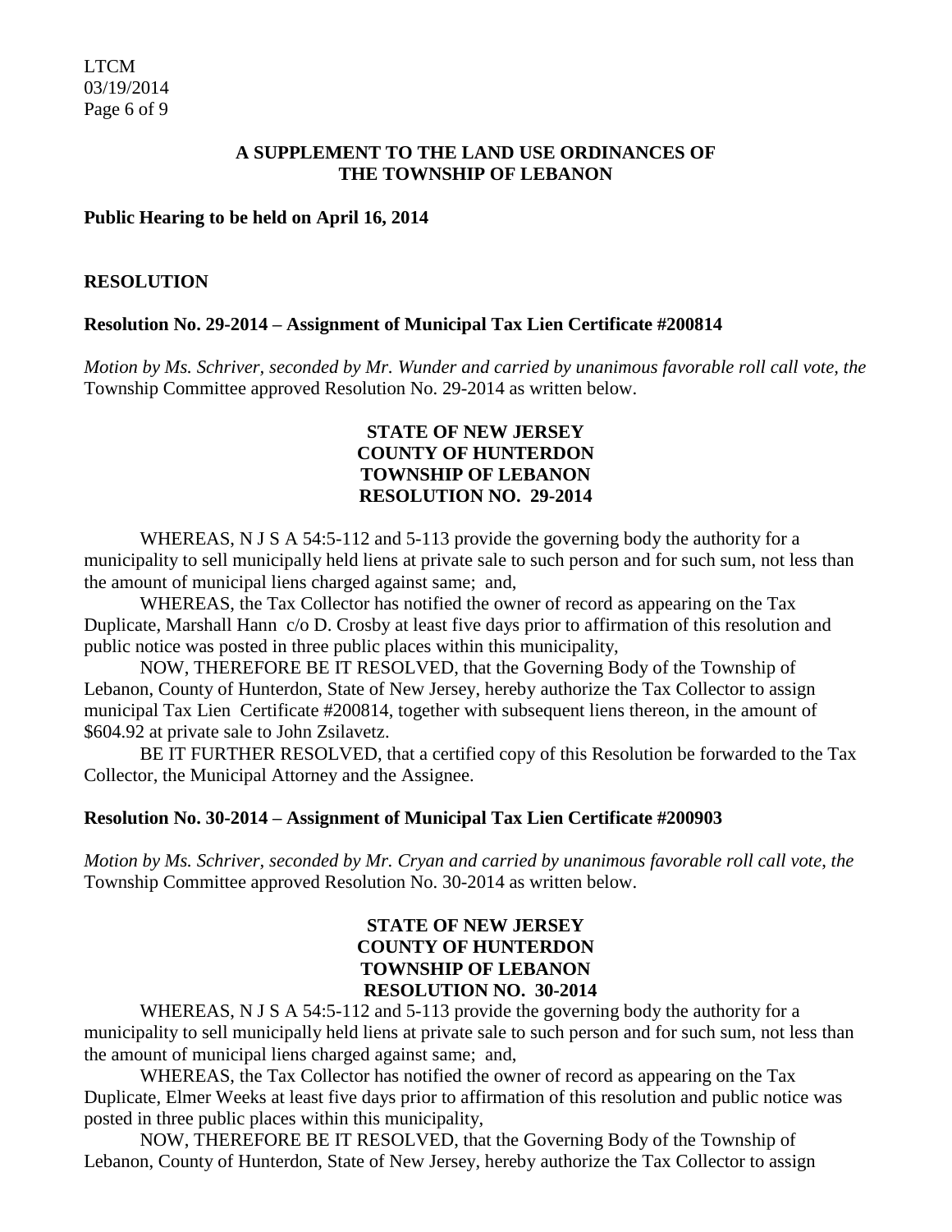**A SUPPLEMENT TO THE LAND USE ORDINANCES OF THE TOWNSHIP OF LEBANON**

**Public Hearing to be held on April 16, 2014**

**RESOLUTION**

**Resolution No. 29-2014 – Assignment of Municipal Tax Lien Certificate #200814**

*Motion by Ms. Schriver, seconded by Mr. Wunder and carried by unanimous favorable roll call vote, the* Township Committee approved Resolution No. 29-2014 as written below.

**STATE OF NEW JERSEY**
**COUNTY OF HUNTERDON**
**TOWNSHIP OF LEBANON**
**RESOLUTION NO. 29-2014**

WHEREAS, N J S A 54:5-112 and 5-113 provide the governing body the authority for a municipality to sell municipally held liens at private sale to such person and for such sum, not less than the amount of municipal liens charged against same; and,

WHEREAS, the Tax Collector has notified the owner of record as appearing on the Tax Duplicate, Marshall Hann c/o D. Crosby at least five days prior to affirmation of this resolution and public notice was posted in three public places within this municipality,

NOW, THEREFORE BE IT RESOLVED, that the Governing Body of the Township of Lebanon, County of Hunterdon, State of New Jersey, hereby authorize the Tax Collector to assign municipal Tax Lien Certificate #200814, together with subsequent liens thereon, in the amount of \$604.92 at private sale to John Zsilavetz.

BE IT FURTHER RESOLVED, that a certified copy of this Resolution be forwarded to the Tax Collector, the Municipal Attorney and the Assignee.

**Resolution No. 30-2014 – Assignment of Municipal Tax Lien Certificate #200903**

*Motion by Ms. Schriver, seconded by Mr. Cryan and carried by unanimous favorable roll call vote, the* Township Committee approved Resolution No. 30-2014 as written below.

**STATE OF NEW JERSEY**
**COUNTY OF HUNTERDON**
**TOWNSHIP OF LEBANON**
**RESOLUTION NO. 30-2014**

WHEREAS, N J S A 54:5-112 and 5-113 provide the governing body the authority for a municipality to sell municipally held liens at private sale to such person and for such sum, not less than the amount of municipal liens charged against same; and,

WHEREAS, the Tax Collector has notified the owner of record as appearing on the Tax Duplicate, Elmer Weeks at least five days prior to affirmation of this resolution and public notice was posted in three public places within this municipality,

NOW, THEREFORE BE IT RESOLVED, that the Governing Body of the Township of Lebanon, County of Hunterdon, State of New Jersey, hereby authorize the Tax Collector to assign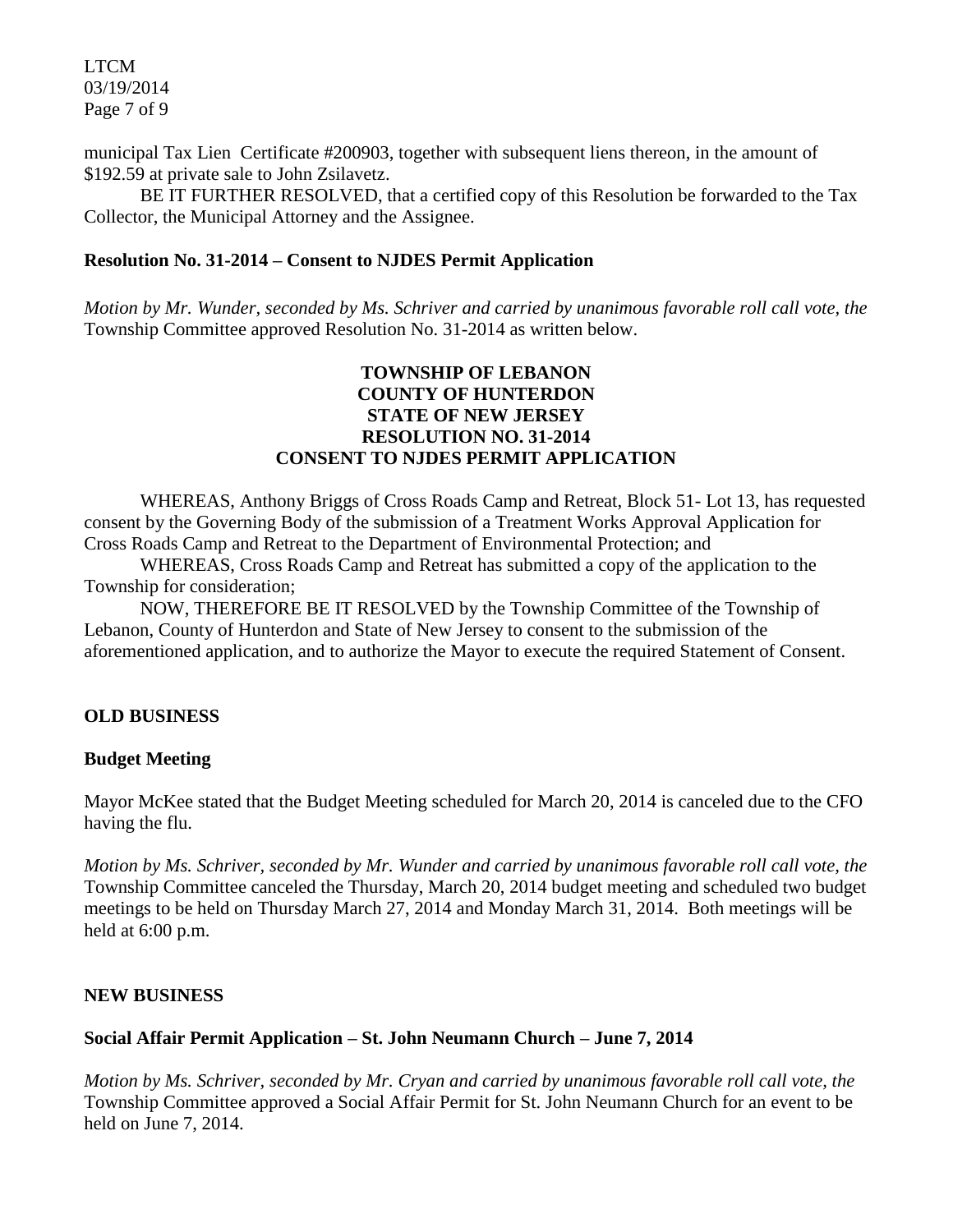municipal Tax Lien Certificate #200903, together with subsequent liens thereon, in the amount of $192.59 at private sale to John Zsilavetz.

BE IT FURTHER RESOLVED, that a certified copy of this Resolution be forwarded to the Tax Collector, the Municipal Attorney and the Assignee.

**Resolution No. 31-2014 – Consent to NJDES Permit Application**

*Motion by Mr. Wunder, seconded by Ms. Schriver and carried by unanimous favorable roll call vote, the* Township Committee approved Resolution No. 31-2014 as written below.

**TOWNSHIP OF LEBANON**
**COUNTY OF HUNTERDON**
**STATE OF NEW JERSEY**
**RESOLUTION NO. 31-2014**
**CONSENT TO NJDES PERMIT APPLICATION**

WHEREAS, Anthony Briggs of Cross Roads Camp and Retreat, Block 51- Lot 13, has requested consent by the Governing Body of the submission of a Treatment Works Approval Application for Cross Roads Camp and Retreat to the Department of Environmental Protection; and

WHEREAS, Cross Roads Camp and Retreat has submitted a copy of the application to the Township for consideration;

NOW, THEREFORE BE IT RESOLVED by the Township Committee of the Township of Lebanon, County of Hunterdon and State of New Jersey to consent to the submission of the aforementioned application, and to authorize the Mayor to execute the required Statement of Consent.

**OLD BUSINESS**

**Budget Meeting**

Mayor McKee stated that the Budget Meeting scheduled for March 20, 2014 is canceled due to the CFO having the flu.

*Motion by Ms. Schriver, seconded by Mr. Wunder and carried by unanimous favorable roll call vote, the* Township Committee canceled the Thursday, March 20, 2014 budget meeting and scheduled two budget meetings to be held on Thursday March 27, 2014 and Monday March 31, 2014. Both meetings will be held at 6:00 p.m.

**NEW BUSINESS**

**Social Affair Permit Application – St. John Neumann Church – June 7, 2014**

*Motion by Ms. Schriver, seconded by Mr. Cryan and carried by unanimous favorable roll call vote, the* Township Committee approved a Social Affair Permit for St. John Neumann Church for an event to be held on June 7, 2014.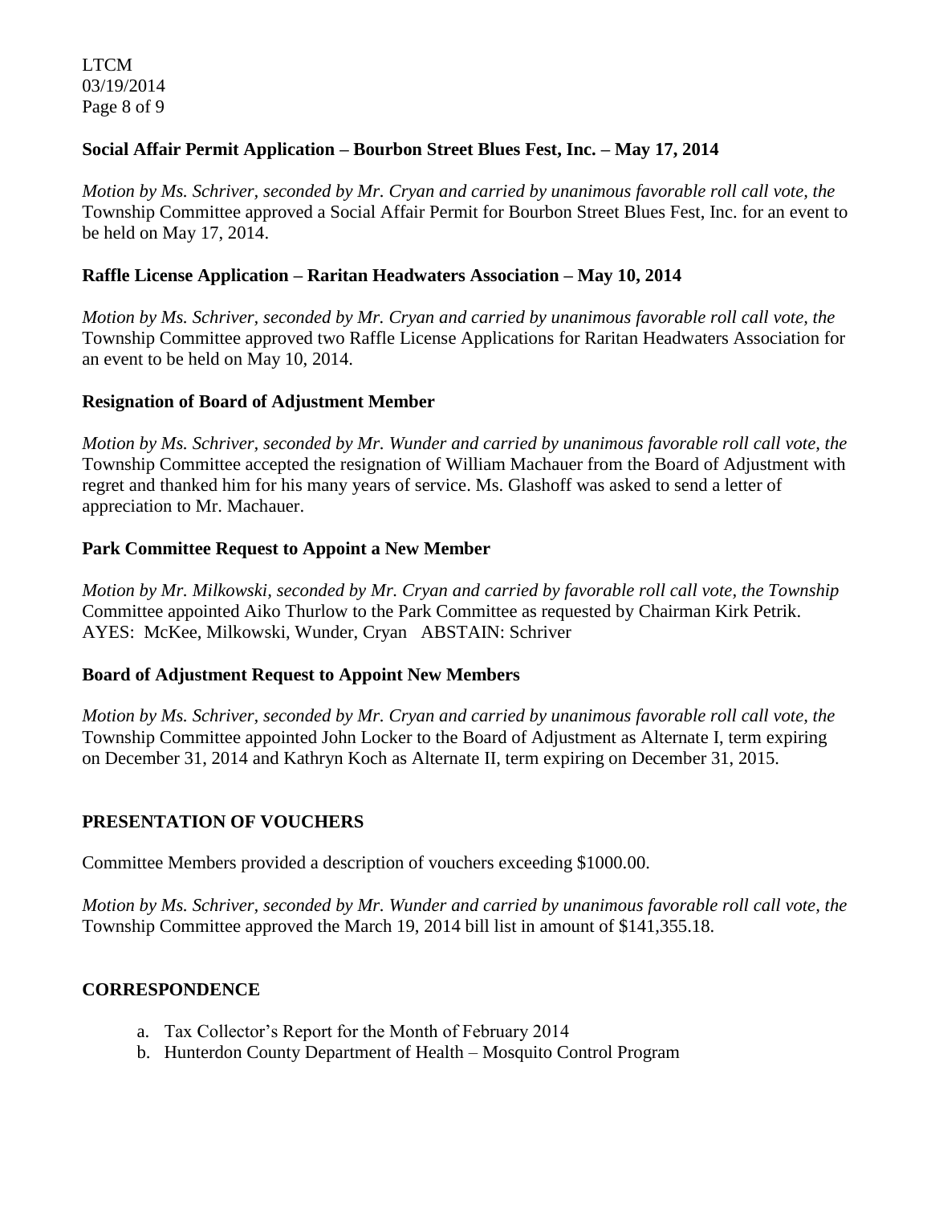**Social Affair Permit Application – Bourbon Street Blues Fest, Inc. – May 17, 2014**

*Motion by Ms. Schriver, seconded by Mr. Cryan and carried by unanimous favorable roll call vote, the* Township Committee approved a Social Affair Permit for Bourbon Street Blues Fest, Inc. for an event to be held on May 17, 2014.

**Raffle License Application – Raritan Headwaters Association – May 10, 2014**

*Motion by Ms. Schriver, seconded by Mr. Cryan and carried by unanimous favorable roll call vote, the* Township Committee approved two Raffle License Applications for Raritan Headwaters Association for an event to be held on May 10, 2014.

**Resignation of Board of Adjustment Member**

*Motion by Ms. Schriver, seconded by Mr. Wunder and carried by unanimous favorable roll call vote, the* Township Committee accepted the resignation of William Machauer from the Board of Adjustment with regret and thanked him for his many years of service. Ms. Glashoff was asked to send a letter of appreciation to Mr. Machauer.

**Park Committee Request to Appoint a New Member**

*Motion by Mr. Milkowski, seconded by Mr. Cryan and carried by favorable roll call vote, the Township* Committee appointed Aiko Thurlow to the Park Committee as requested by Chairman Kirk Petrik.
AYES: McKee, Milkowski, Wunder, Cryan ABSTAIN: Schriver

**Board of Adjustment Request to Appoint New Members**

*Motion by Ms. Schriver, seconded by Mr. Cryan and carried by unanimous favorable roll call vote, the* Township Committee appointed John Locker to the Board of Adjustment as Alternate I, term expiring on December 31, 2014 and Kathryn Koch as Alternate II, term expiring on December 31, 2015.

**PRESENTATION OF VOUCHERS**

Committee Members provided a description of vouchers exceeding $1000.00.

*Motion by Ms. Schriver, seconded by Mr. Wunder and carried by unanimous favorable roll call vote, the* Township Committee approved the March 19, 2014 bill list in amount of $141,355.18.

**CORRESPONDENCE**

a. Tax Collector's Report for the Month of February 2014
b. Hunterdon County Department of Health – Mosquito Control Program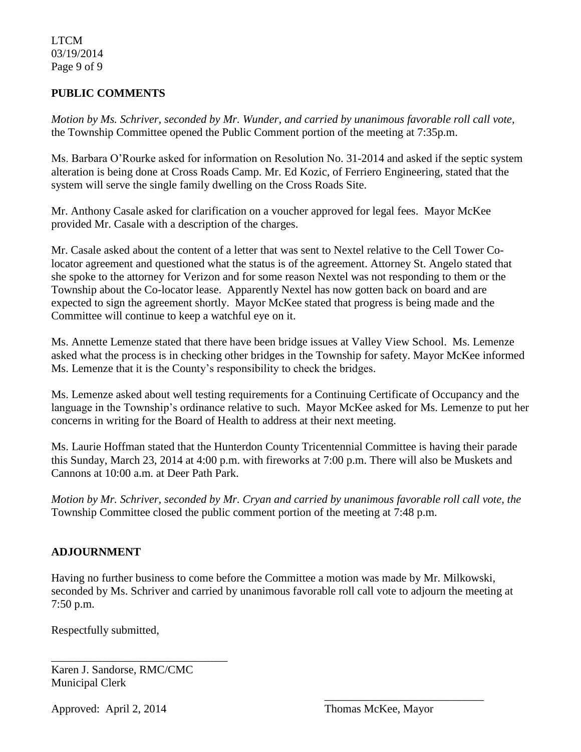## PUBLIC COMMENTS

*Motion by Ms. Schriver, seconded by Mr. Wunder, and carried by unanimous favorable roll call vote,* the Township Committee opened the Public Comment portion of the meeting at 7:35p.m.

Ms. Barbara O'Rourke asked for information on Resolution No. 31-2014 and asked if the septic system alteration is being done at Cross Roads Camp. Mr. Ed Kozic, of Ferriero Engineering, stated that the system will serve the single family dwelling on the Cross Roads Site.

Mr. Anthony Casale asked for clarification on a voucher approved for legal fees. Mayor McKee provided Mr. Casale with a description of the charges.

Mr. Casale asked about the content of a letter that was sent to Nextel relative to the Cell Tower Co-locator agreement and questioned what the status is of the agreement. Attorney St. Angelo stated that she spoke to the attorney for Verizon and for some reason Nextel was not responding to them or the Township about the Co-locator lease. Apparently Nextel has now gotten back on board and are expected to sign the agreement shortly. Mayor McKee stated that progress is being made and the Committee will continue to keep a watchful eye on it.

Ms. Annette Lemenze stated that there have been bridge issues at Valley View School. Ms. Lemenze asked what the process is in checking other bridges in the Township for safety. Mayor McKee informed Ms. Lemenze that it is the County's responsibility to check the bridges.

Ms. Lemenze asked about well testing requirements for a Continuing Certificate of Occupancy and the language in the Township's ordinance relative to such. Mayor McKee asked for Ms. Lemenze to put her concerns in writing for the Board of Health to address at their next meeting.

Ms. Laurie Hoffman stated that the Hunterdon County Tricentennial Committee is having their parade this Sunday, March 23, 2014 at 4:00 p.m. with fireworks at 7:00 p.m. There will also be Muskets and Cannons at 10:00 a.m. at Deer Path Park.

*Motion by Mr. Schriver, seconded by Mr. Cryan and carried by unanimous favorable roll call vote, the* Township Committee closed the public comment portion of the meeting at 7:48 p.m.

## ADJOURNMENT

Having no further business to come before the Committee a motion was made by Mr. Milkowski, seconded by Ms. Schriver and carried by unanimous favorable roll call vote to adjourn the meeting at 7:50 p.m.

Respectfully submitted,

\_\_\_\_\_\_\_\_\_\_\_\_\_\_\_\_\_\_\_\_\_\_\_\_\_\_\_\_\_\_\_

Karen J. Sandorse, RMC/CMC
Municipal Clerk

Approved: April 2, 2014

\_\_\_\_\_\_\_\_\_\_\_\_\_\_\_\_\_\_\_\_\_\_\_\_\_\_\_\_\_\_\_

Thomas McKee, Mayor